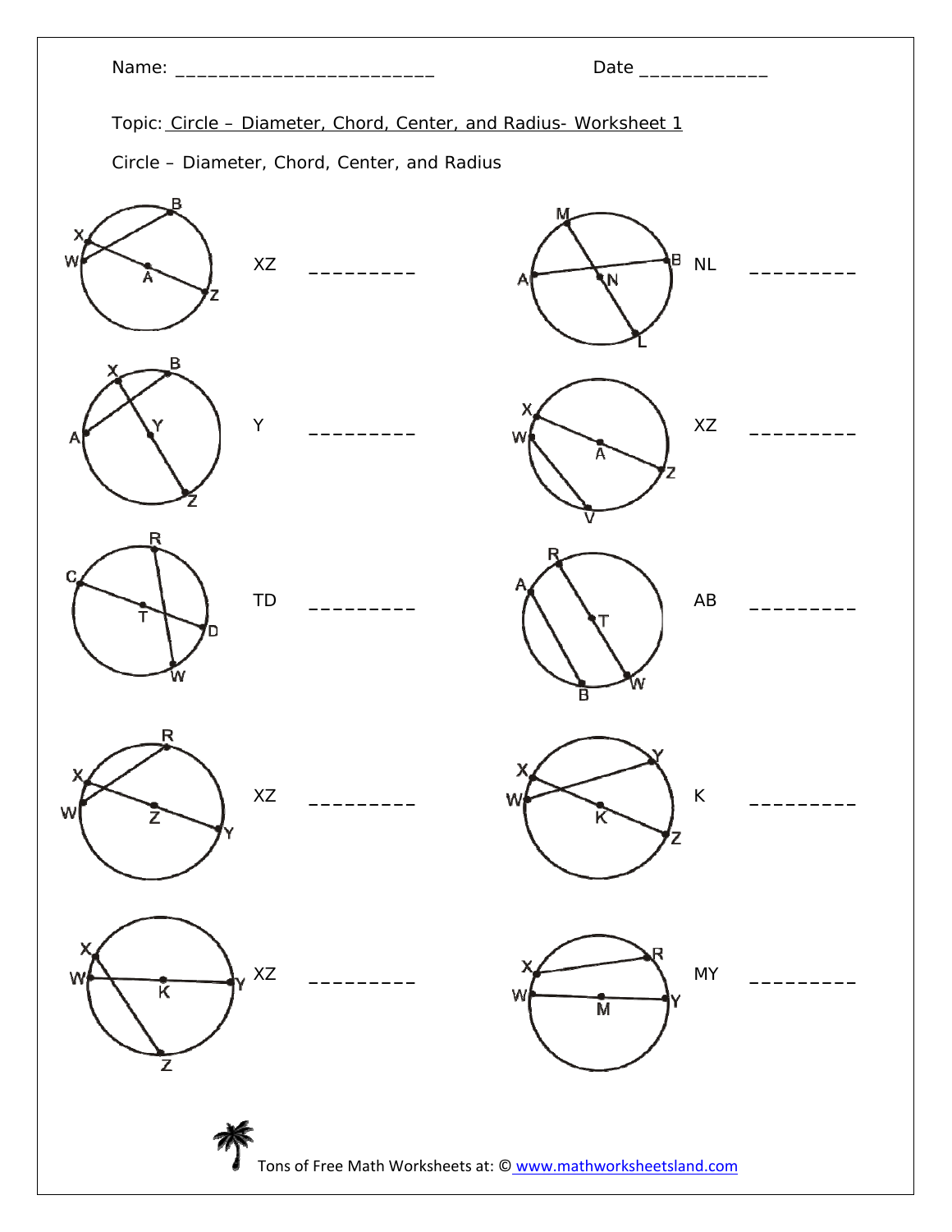Name: _________________________ Date ____________

Topic: Circle – Diameter, Chord, Center, and Radius- Worksheet 1

Circle – Diameter, Chord, Center, and Radius

XZ _________

NL _________

Y _________

XZ _________

TD _________

AB _________

XZ _________

K _________

XZ _________

MY _________

Tons of Free Math Worksheets at: © www.mathworksheetsland.com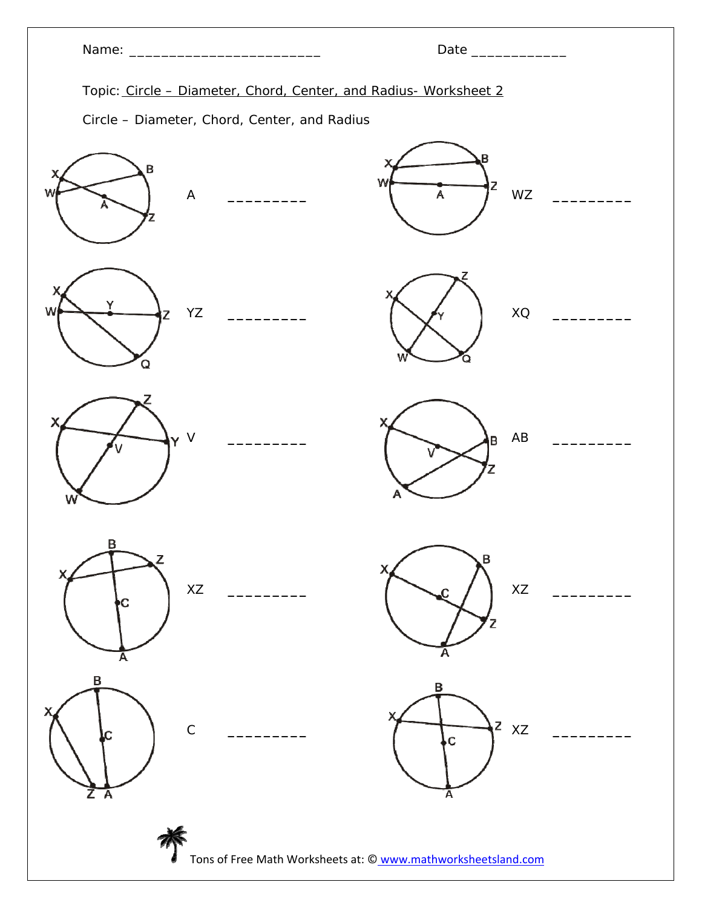Name: ________________________ Date ____________

Topic: Circle – Diameter, Chord, Center, and Radius- Worksheet 2

Circle – Diameter, Chord, Center, and Radius

A _________

WZ _________

YZ _________

XQ _________

V _________

AB _________

XZ _________

XZ _________

C _________

XZ _________

Tons of Free Math Worksheets at: © www.mathworksheetsland.com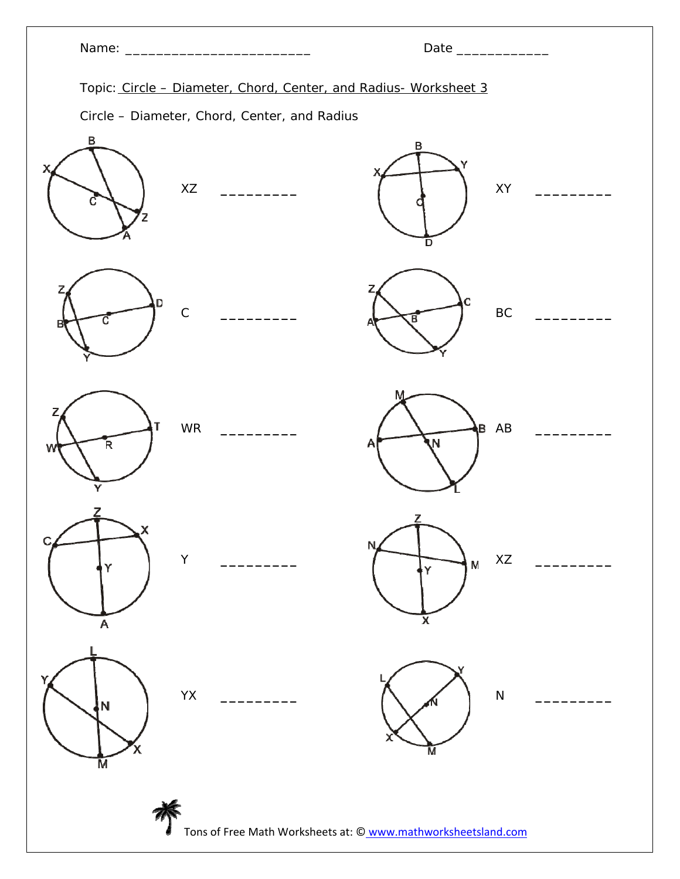Name: _________________________ Date ____________

Topic: Circle – Diameter, Chord, Center, and Radius- Worksheet 3

Circle – Diameter, Chord, Center, and Radius

XZ _________

XY _________

C _________

BC _________

WR _________

AB _________

Y _________

XZ _________

YX _________

N _________

Tons of Free Math Worksheets at: © www.mathworksheetsland.com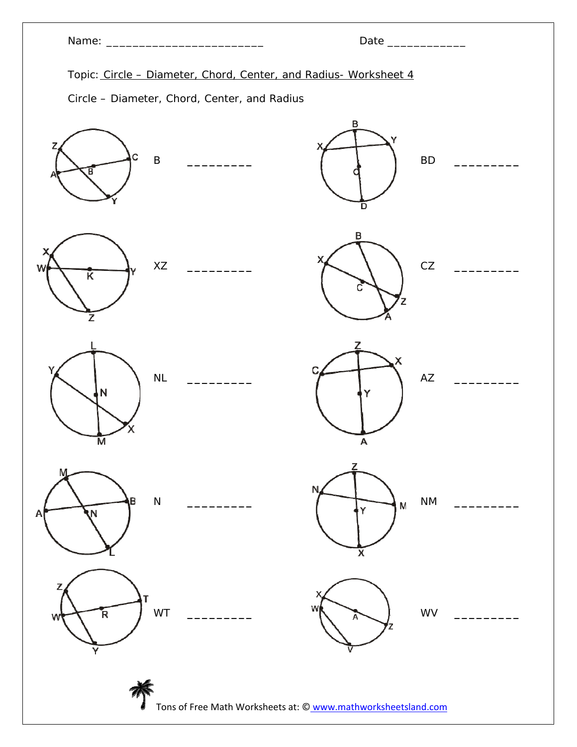Name: ________________________ Date ____________

Topic: Circle – Diameter, Chord, Center, and Radius- Worksheet 4

Circle – Diameter, Chord, Center, and Radius

B _________

BD _________

XZ _________

CZ _________

NL _________

AZ _________

N _________

NM _________

WT _________

WV _________

Tons of Free Math Worksheets at: © www.mathworksheetsland.com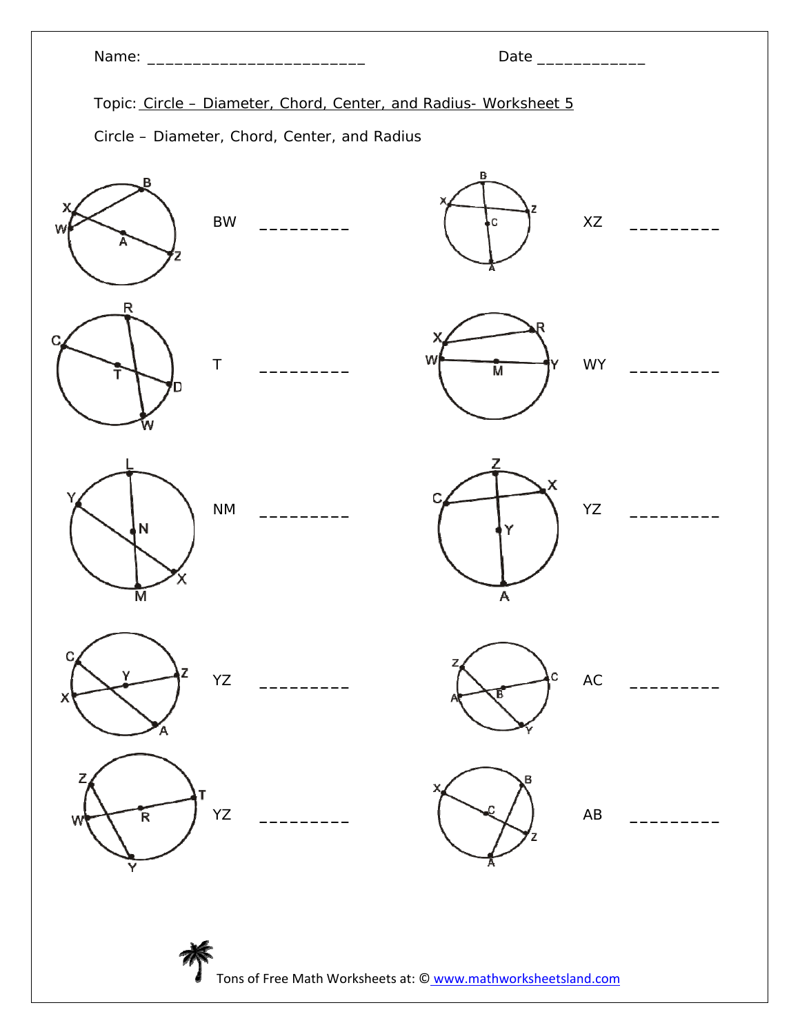Name: ________________________ Date ____________

Topic: Circle – Diameter, Chord, Center, and Radius- Worksheet 5

Circle – Diameter, Chord, Center, and Radius

BW _________

XZ _________

T _________

WY _________

NM _________

YZ _________

YZ _________

AC _________

YZ _________

AB _________

Tons of Free Math Worksheets at: © www.mathworksheetsland.com